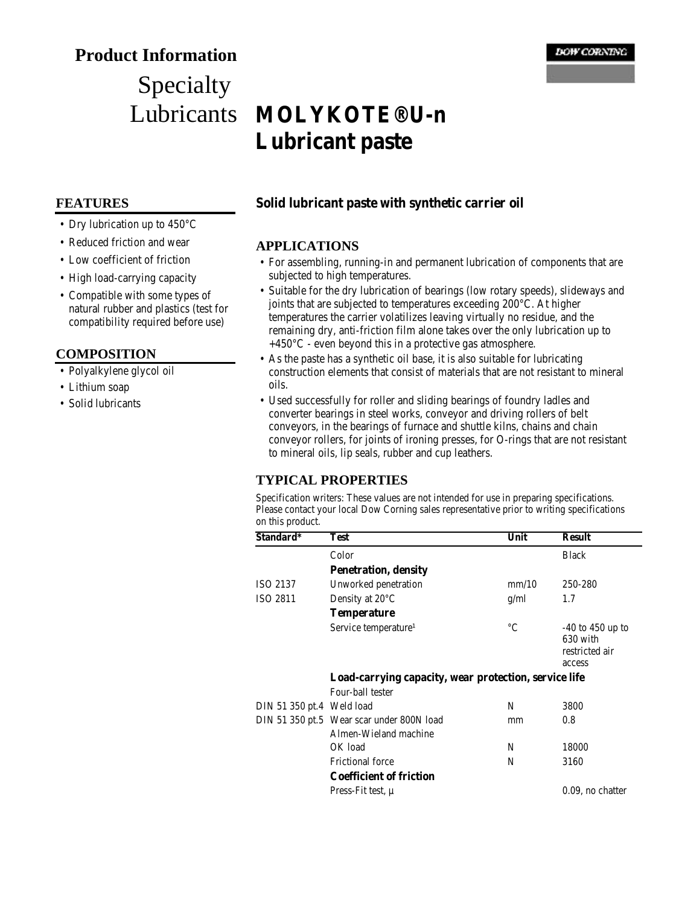# Product Information

Specialty Lubricants

# MOLYKOTE® U-n Lubricant paste

DOW CORNING

## FEATURES

- Dry lubrication up to 450°C
- Reduced friction and wear
- Low coefficient of friction
- High load-carrying capacity
- Compatible with some types of natural rubber and plastics (test for compatibility required before use)

## COMPOSITION

- Polyalkylene glycol oil
- Lithium soap
- Solid lubricants

**Solid lubricant paste with synthetic carrier oil**

## APPLICATIONS

- For assembling, running-in and permanent lubrication of components that are subjected to high temperatures.
- Suitable for the dry lubrication of bearings (low rotary speeds), slideways and joints that are subjected to temperatures exceeding 200°C. At higher temperatures the carrier volatilizes leaving virtually no residue, and the remaining dry, anti-friction film alone takes over the only lubrication up to +450°C - even beyond this in a protective gas atmosphere.
- As the paste has a synthetic oil base, it is also suitable for lubricating construction elements that consist of materials that are not resistant to mineral oils.
- Used successfully for roller and sliding bearings of foundry ladles and converter bearings in steel works, conveyor and driving rollers of belt conveyors, in the bearings of furnace and shuttle kilns, chains and chain conveyor rollers, for joints of ironing presses, for O-rings that are not resistant to mineral oils, lip seals, rubber and cup leathers.

## TYPICAL PROPERTIES

*Specification writers: These values are not intended for use in preparing specifications. Please contact your local Dow Corning sales representative prior to writing specifications on this product.*

| Standard* | Test | Unit | Result |
|---|---|---|---|
| | Color | | Black |
| | **Penetration, density** | | |
| ISO 2137 | Unworked penetration | mm/10 | 250-280 |
| ISO 2811 | Density at 20°C | g/ml | 1.7 |
| | **Temperature** | | |
| | Service temperature[1] | °C | -40 to 450 up to 630 with restricted air access |
| | **Load-carrying capacity, wear protection, service life** | | |
| | Four-ball tester | | |
| DIN 51 350 pt.4 | Weld load | N | 3800 |
| DIN 51 350 pt.5 | Wear scar under 800N load | mm | 0.8 |
| | Almen-Wieland machine | | |
| | OK load | N | 18000 |
| | Frictional force | N | 3160 |
| | **Coefficient of friction** | | |
| | Press-Fit test, μ | | 0.09, no chatter |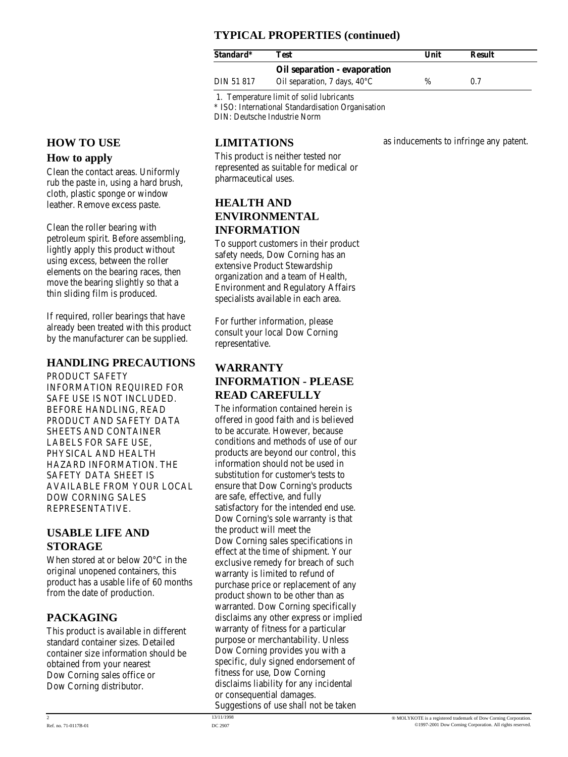## TYPICAL PROPERTIES (continued)

| Standard* | Test | Unit | Result |
|---|---|---|---|
| | **Oil separation - evaporation** | | |
| DIN 51 817 | Oil separation, 7 days, 40°C | % | 0.7 |

1. Temperature limit of solid lubricants
\* ISO: International Standardisation Organisation
DIN: Deutsche Industrie Norm

## HOW TO USE

### How to apply

Clean the contact areas. Uniformly rub the paste in, using a hard brush, cloth, plastic sponge or window leather. Remove excess paste.

Clean the roller bearing with petroleum spirit. Before assembling, lightly apply this product without using excess, between the roller elements on the bearing races, then move the bearing slightly so that a thin sliding film is produced.

If required, roller bearings that have already been treated with this product by the manufacturer can be supplied.

## HANDLING PRECAUTIONS

PRODUCT SAFETY INFORMATION REQUIRED FOR SAFE USE IS NOT INCLUDED. BEFORE HANDLING, READ PRODUCT AND SAFETY DATA SHEETS AND CONTAINER LABELS FOR SAFE USE, PHYSICAL AND HEALTH HAZARD INFORMATION. THE SAFETY DATA SHEET IS AVAILABLE FROM YOUR LOCAL DOW CORNING SALES REPRESENTATIVE.

## USABLE LIFE AND STORAGE

When stored at or below 20°C in the original unopened containers, this product has a usable life of 60 months from the date of production.

## PACKAGING

This product is available in different standard container sizes. Detailed container size information should be obtained from your nearest Dow Corning sales office or Dow Corning distributor.

## LIMITATIONS

This product is neither tested nor represented as suitable for medical or pharmaceutical uses.

## HEALTH AND ENVIRONMENTAL INFORMATION

To support customers in their product safety needs, Dow Corning has an extensive Product Stewardship organization and a team of Health, Environment and Regulatory Affairs specialists available in each area.

For further information, please consult your local Dow Corning representative.

## WARRANTY INFORMATION - PLEASE READ CAREFULLY

The information contained herein is offered in good faith and is believed to be accurate. However, because conditions and methods of use of our products are beyond our control, this information should not be used in substitution for customer's tests to ensure that Dow Corning's products are safe, effective, and fully satisfactory for the intended end use. Dow Corning's sole warranty is that the product will meet the Dow Corning sales specifications in effect at the time of shipment. Your exclusive remedy for breach of such warranty is limited to refund of purchase price or replacement of any product shown to be other than as warranted. Dow Corning specifically disclaims any other express or implied warranty of fitness for a particular purpose or merchantability. Unless Dow Corning provides you with a specific, duly signed endorsement of fitness for use, Dow Corning disclaims liability for any incidental or consequential damages. Suggestions of use shall not be taken as inducements to infringe any patent.

Ref. no. 71-0117B-01 13/11/1998 DC 2907

® MOLYKOTE is a registered trademark of Dow Corning Corporation.
©1997-2001 Dow Corning Corporation. All rights reserved.